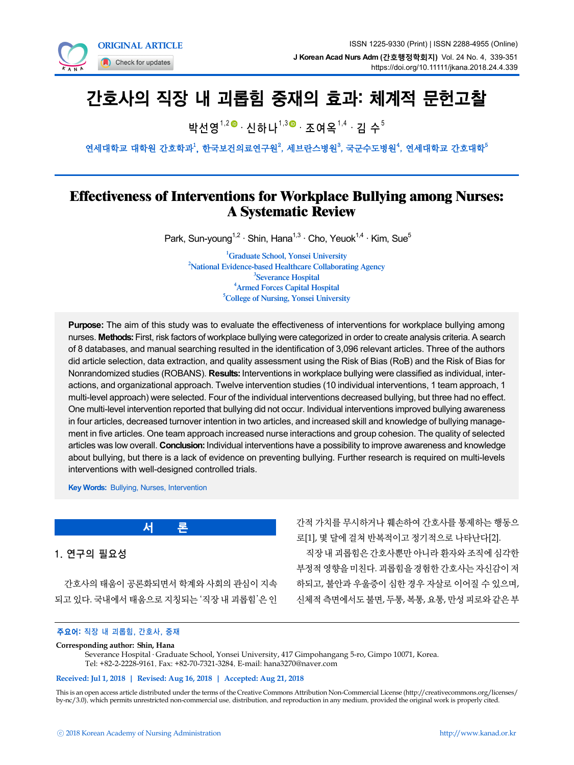ORIGINAL ARTICLE

# 간호사의 직장 내 괴롭힘 중재의 효과: 체계적 문헌고찰

박선영[1,2] · 신하나[1,3] · 조여옥[1,4] · 김 수[5]

연세대학교 대학원 간호학과[1], 한국보건의료연구원[2], 세브란스병원[3], 국군수도병원[4], 연세대학교 간호대학[5]

# Effectiveness of Interventions for Workplace Bullying among Nurses: A Systematic Review

Park, Sun-young[1,2] · Shin, Hana[1,3] · Cho, Yeouk[1,4] · Kim, Sue[5]

[1]Graduate School, Yonsei University
[2]National Evidence-based Healthcare Collaborating Agency
[3]Severance Hospital
[4]Armed Forces Capital Hospital
[5]College of Nursing, Yonsei University

**Purpose:** The aim of this study was to evaluate the effectiveness of interventions for workplace bullying among nurses. **Methods:** First, risk factors of workplace bullying were categorized in order to create analysis criteria. A search of 8 databases, and manual searching resulted in the identification of 3,096 relevant articles. Three of the authors did article selection, data extraction, and quality assessment using the Risk of Bias (RoB) and the Risk of Bias for Nonrandomized studies (ROBANS). **Results:** Interventions in workplace bullying were classified as individual, interactions, and organizational approach. Twelve intervention studies (10 individual interventions, 1 team approach, 1 multi-level approach) were selected. Four of the individual interventions decreased bullying, but three had no effect. One multi-level intervention reported that bullying did not occur. Individual interventions improved bullying awareness in four articles, decreased turnover intention in two articles, and increased skill and knowledge of bullying management in five articles. One team approach increased nurse interactions and group cohesion. The quality of selected articles was low overall. **Conclusion:** Individual interventions have a possibility to improve awareness and knowledge about bullying, but there is a lack of evidence on preventing bullying. Further research is required on multi-levels interventions with well-designed controlled trials.

**Key Words:** Bullying, Nurses, Intervention

## 서 론

### 1. 연구의 필요성

간호사의 태움이 공론화되면서 학계와 사회의 관심이 지속되고 있다. 국내에서 태움으로 지칭되는 '직장 내 괴롭힘'은 인간적 가치를 무시하거나 훼손하여 간호사를 통제하는 행동으로[1], 몇 달에 걸쳐 반복적이고 정기적으로 나타난다[2].

직장 내 괴롭힘은 간호사뿐만 아니라 환자와 조직에 심각한 부정적 영향을 미친다. 괴롭힘을 경험한 간호사는 자신감이 저하되고, 불안과 우울증이 심한 경우 자살로 이어질 수 있으며, 신체적 측면에서도 불면, 두통, 복통, 요통, 만성 피로와 같은 부

**주요어:** 직장 내 괴롭힘, 간호사, 중재

**Corresponding author:** Shin, Hana
Severance Hospital · Graduate School, Yonsei University, 417 Gimpohangang 5-ro, Gimpo 10071, Korea.
Tel: +82-2-2228-9161, Fax: +82-70-7321-3284, E-mail: hana3270@naver.com

Received: Jul 1, 2018 | Revised: Aug 16, 2018 | Accepted: Aug 21, 2018

This is an open access article distributed under the terms of the Creative Commons Attribution Non-Commercial License (http://creativecommons.org/licenses/by-nc/3.0), which permits unrestricted non-commercial use, distribution, and reproduction in any medium, provided the original work is properly cited.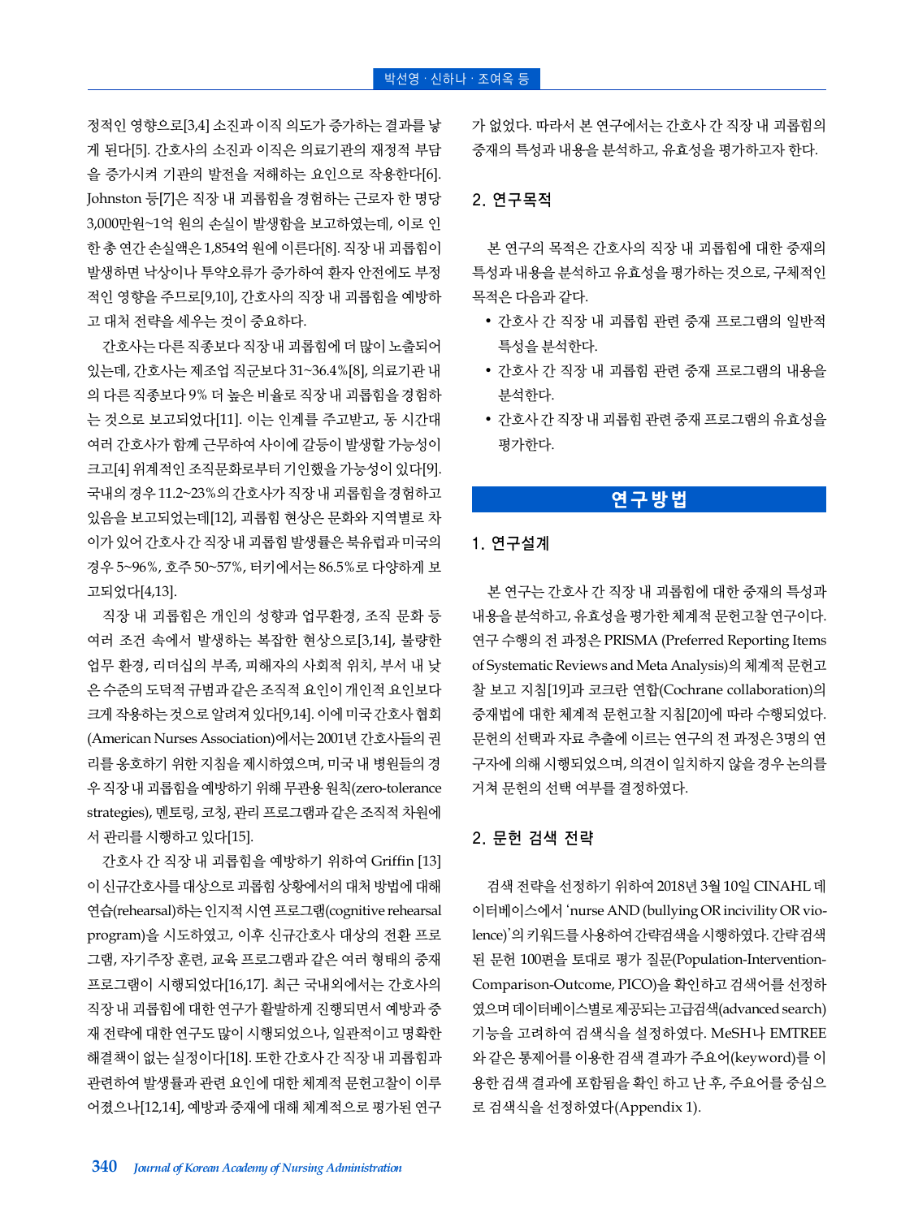정적인 영향으로[3,4] 소진과 이직 의도가 증가하는 결과를 낳게 된다[5]. 간호사의 소진과 이직은 의료기관의 재정적 부담을 증가시켜 기관의 발전을 저해하는 요인으로 작용한다[6]. Johnston 등[7]은 직장 내 괴롭힘을 경험하는 근로자 한 명당 3,000만원~1억 원의 손실이 발생함을 보고하였는데, 이로 인한 총 연간 손실액은 1,854억 원에 이른다[8]. 직장 내 괴롭힘이 발생하면 낙상이나 투약오류가 증가하여 환자 안전에도 부정적인 영향을 주므로[9,10], 간호사의 직장 내 괴롭힘을 예방하고 대처 전략을 세우는 것이 중요하다.

간호사는 다른 직종보다 직장 내 괴롭힘에 더 많이 노출되어 있는데, 간호사는 제조업 직군보다 31~36.4%[8], 의료기관 내의 다른 직종보다 9% 더 높은 비율로 직장 내 괴롭힘을 경험하는 것으로 보고되었다[11]. 이는 인계를 주고받고, 동 시간대 여러 간호사가 함께 근무하여 사이에 갈등이 발생할 가능성이 크고[4] 위계적인 조직문화로부터 기인했을 가능성이 있다[9]. 국내의 경우 11.2~23%의 간호사가 직장 내 괴롭힘을 경험하고 있음을 보고되었는데[12], 괴롭힘 현상은 문화와 지역별로 차이가 있어 간호사 간 직장 내 괴롭힘 발생률은 북유럽과 미국의 경우 5~96%, 호주 50~57%, 터키에서는 86.5%로 다양하게 보고되었다[4,13].

직장 내 괴롭힘은 개인의 성향과 업무환경, 조직 문화 등 여러 조건 속에서 발생하는 복잡한 현상으로[3,14], 불량한 업무 환경, 리더십의 부족, 피해자의 사회적 위치, 부서 내 낮은 수준의 도덕적 규범과 같은 조직적 요인이 개인적 요인보다 크게 작용하는 것으로 알려져 있다[9,14]. 이에 미국간호사 협회(American Nurses Association)에서는 2001년 간호사들의 권리를 옹호하기 위한 지침을 제시하였으며, 미국 내 병원들의 경우 직장 내 괴롭힘을 예방하기 위해 무관용 원칙(zero-tolerance strategies), 멘토링, 코칭, 관리 프로그램과 같은 조직적 차원에서 관리를 시행하고 있다[15].

간호사 간 직장 내 괴롭힘을 예방하기 위하여 Griffin [13]이 신규간호사를 대상으로 괴롭힘 상황에서의 대처 방법에 대해 연습(rehearsal)하는 인지적 시연 프로그램(cognitive rehearsal program)을 시도하였고, 이후 신규간호사 대상의 전환 프로그램, 자기주장 훈련, 교육 프로그램과 같은 여러 형태의 중재 프로그램이 시행되었다[16,17]. 최근 국내외에서는 간호사의 직장 내 괴롭힘에 대한 연구가 활발하게 진행되면서 예방과 중재 전략에 대한 연구도 많이 시행되었으나, 일관적이고 명확한 해결책이 없는 실정이다[18]. 또한 간호사 간 직장 내 괴롭힘과 관련하여 발생률과 관련 요인에 대한 체계적 문헌고찰이 이루어졌으나[12,14], 예방과 중재에 대해 체계적으로 평가된 연구가 없었다. 따라서 본 연구에서는 간호사 간 직장 내 괴롭힘의 중재의 특성과 내용을 분석하고, 유효성을 평가하고자 한다.

## 2. 연구목적

본 연구의 목적은 간호사의 직장 내 괴롭힘에 대한 중재의 특성과 내용을 분석하고 유효성을 평가하는 것으로, 구체적인 목적은 다음과 같다.

- 간호사 간 직장 내 괴롭힘 관련 중재 프로그램의 일반적 특성을 분석한다.
- 간호사 간 직장 내 괴롭힘 관련 중재 프로그램의 내용을 분석한다.
- 간호사 간 직장 내 괴롭힘 관련 중재 프로그램의 유효성을 평가한다.

# 연구방법

## 1. 연구설계

본 연구는 간호사 간 직장 내 괴롭힘에 대한 중재의 특성과 내용을 분석하고, 유효성을 평가한 체계적 문헌고찰 연구이다. 연구 수행의 전 과정은 PRISMA (Preferred Reporting Items of Systematic Reviews and Meta Analysis)의 체계적 문헌고찰 보고 지침[19]과 코크란 연합(Cochrane collaboration)의 중재법에 대한 체계적 문헌고찰 지침[20]에 따라 수행되었다. 문헌의 선택과 자료 추출에 이르는 연구의 전 과정은 3명의 연구자에 의해 시행되었으며, 의견이 일치하지 않을 경우 논의를 거쳐 문헌의 선택 여부를 결정하였다.

## 2. 문헌 검색 전략

검색 전략을 선정하기 위하여 2018년 3월 10일 CINAHL 데이터베이스에서 'nurse AND (bullying OR incivility OR violence)'의 키워드를 사용하여 간략검색을 시행하였다. 간략검색된 문헌 100편을 토대로 평가 질문(Population-Intervention-Comparison-Outcome, PICO)을 확인하고 검색어를 선정하였으며 데이터베이스별로 제공되는 고급검색(advanced search) 기능을 고려하여 검색식을 설정하였다. MeSH나 EMTREE와 같은 통제어를 이용한 검색 결과가 주요어(keyword)를 이용한 검색 결과에 포함됨을 확인 하고 난 후, 주요어를 중심으로 검색식을 선정하였다(Appendix 1).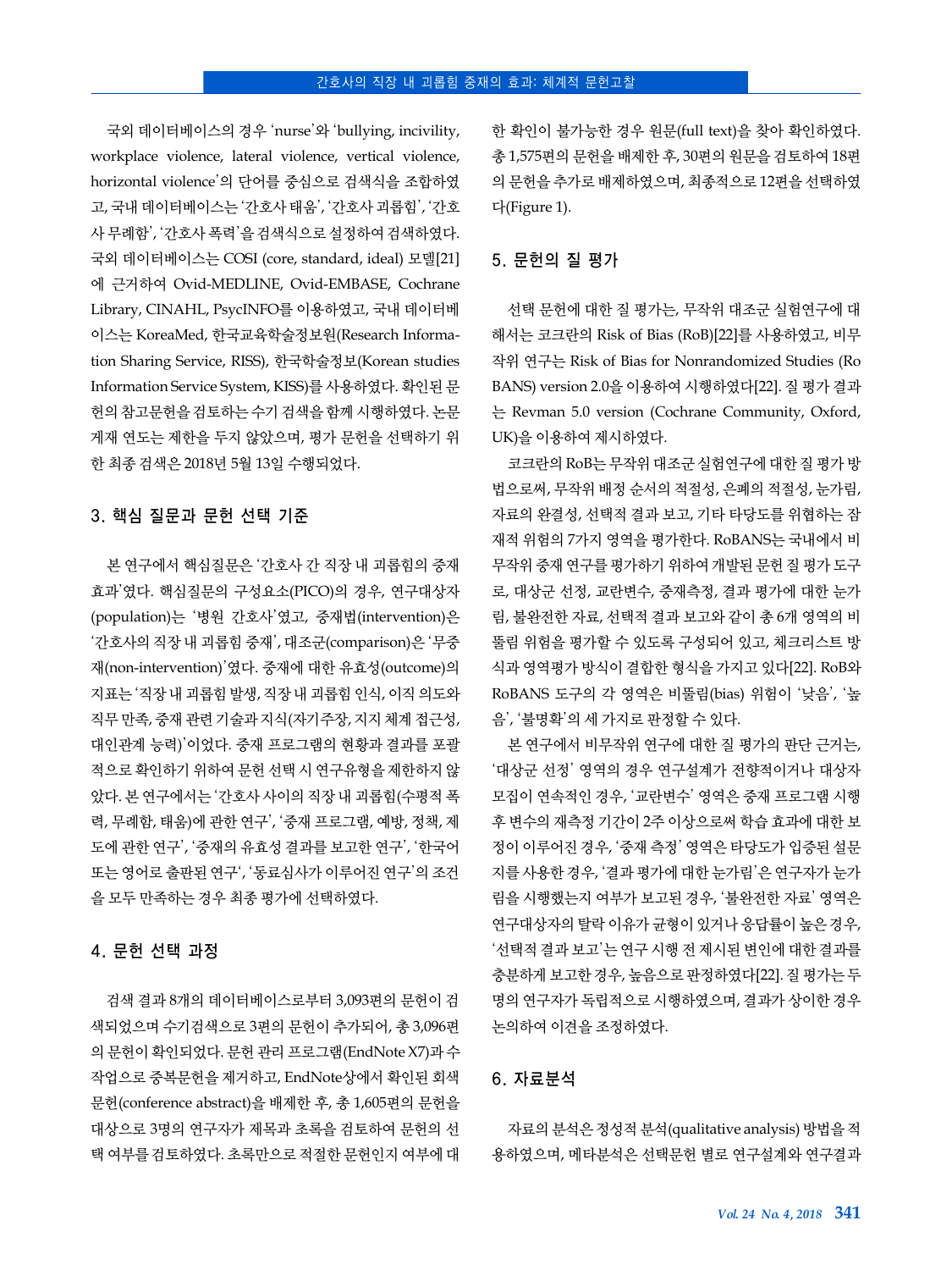국외 데이터베이스의 경우 ‘nurse’와 ‘bullying, incivility, workplace violence, lateral violence, vertical violence, horizontal violence’의 단어를 중심으로 검색식을 조합하였고, 국내 데이터베이스는 ‘간호사 태움’, ‘간호사 괴롭힘’, ‘간호사 무례함’, ‘간호사 폭력’을 검색식으로 설정하여 검색하였다. 국외 데이터베이스는 COSI (core, standard, ideal) 모델[21]에 근거하여 Ovid-MEDLINE, Ovid-EMBASE, Cochrane Library, CINAHL, PsycINFO를 이용하였고, 국내 데이터베이스는 KoreaMed, 한국교육학술정보원(Research Information Sharing Service, RISS), 한국학술정보(Korean studies Information Service System, KISS)를 사용하였다. 확인된 문헌의 참고문헌을 검토하는 수기 검색을 함께 시행하였다. 논문 게재 연도는 제한을 두지 않았으며, 평가 문헌을 선택하기 위한 최종 검색은 2018년 5월 13일 수행되었다.

## 3. 핵심 질문과 문헌 선택 기준

본 연구에서 핵심질문은 ‘간호사 간 직장 내 괴롭힘의 중재효과’였다. 핵심질문의 구성요소(PICO)의 경우, 연구대상자(population)는 ‘병원 간호사’였고, 중재법(intervention)은 ‘간호사의 직장 내 괴롭힘 중재’, 대조군(comparison)은 ‘무중재(non-intervention)’였다. 중재에 대한 유효성(outcome)의 지표는 ‘직장 내 괴롭힘 발생, 직장 내 괴롭힘 인식, 이직 의도와 직무 만족, 중재 관련 기술과 지식(자기주장, 지지 체계 접근성, 대인관계 능력)’이었다. 중재 프로그램의 현황과 결과를 포괄적으로 확인하기 위하여 문헌 선택 시 연구유형을 제한하지 않았다. 본 연구에서는 ‘간호사 사이의 직장 내 괴롭힘(수평적 폭력, 무례함, 태움)에 관한 연구’, ‘중재 프로그램, 예방, 정책, 제도에 관한 연구’, ‘중재의 유효성 결과를 보고한 연구’, ‘한국어 또는 영어로 출판된 연구‘, ‘동료심사가 이루어진 연구’의 조건을 모두 만족하는 경우 최종 평가에 선택하였다.

## 4. 문헌 선택 과정

검색 결과 8개의 데이터베이스로부터 3,093편의 문헌이 검색되었으며 수기검색으로 3편의 문헌이 추가되어, 총 3,096편의 문헌이 확인되었다. 문헌 관리 프로그램(EndNote X7)과 수작업으로 중복문헌을 제거하고, EndNote상에서 확인된 회색문헌(conference abstract)을 배제한 후, 총 1,605편의 문헌을 대상으로 3명의 연구자가 제목과 초록을 검토하여 문헌의 선택 여부를 검토하였다. 초록만으로 적절한 문헌인지 여부에 대한 확인이 불가능한 경우 원문(full text)을 찾아 확인하였다. 총 1,575편의 문헌을 배제한 후, 30편의 원문을 검토하여 18편의 문헌을 추가로 배제하였으며, 최종적으로 12편을 선택하였다(Figure 1).

## 5. 문헌의 질 평가

선택 문헌에 대한 질 평가는, 무작위 대조군 실험연구에 대해서는 코크란의 Risk of Bias (RoB)[22]를 사용하였고, 비무작위 연구는 Risk of Bias for Nonrandomized Studies (RoBANS) version 2.0을 이용하여 시행하였다[22]. 질 평가 결과는 Revman 5.0 version (Cochrane Community, Oxford, UK)을 이용하여 제시하였다.

코크란의 RoB는 무작위 대조군 실험연구에 대한 질 평가 방법으로써, 무작위 배정 순서의 적절성, 은폐의 적절성, 눈가림, 자료의 완결성, 선택적 결과 보고, 기타 타당도를 위협하는 잠재적 위험의 7가지 영역을 평가한다. RoBANS는 국내에서 비무작위 중재 연구를 평가하기 위하여 개발된 문헌 질 평가 도구로, 대상군 선정, 교란변수, 중재측정, 결과 평가에 대한 눈가림, 불완전한 자료, 선택적 결과 보고와 같이 총 6개 영역의 비뚤림 위험을 평가할 수 있도록 구성되어 있고, 체크리스트 방식과 영역평가 방식이 결합한 형식을 가지고 있다[22]. RoB와 RoBANS 도구의 각 영역은 비뚤림(bias) 위험이 ‘낮음’, ‘높음’, ‘불명확’의 세 가지로 판정할 수 있다.

본 연구에서 비무작위 연구에 대한 질 평가의 판단 근거는, ‘대상군 선정’ 영역의 경우 연구설계가 전향적이거나 대상자 모집이 연속적인 경우, ‘교란변수’ 영역은 중재 프로그램 시행 후 변수의 재측정 기간이 2주 이상으로써 학습 효과에 대한 보정이 이루어진 경우, ‘중재 측정’ 영역은 타당도가 입증된 설문지를 사용한 경우, ‘결과 평가에 대한 눈가림’은 연구자가 눈가림을 시행했는지 여부가 보고된 경우, ‘불완전한 자료’ 영역은 연구대상자의 탈락 이유가 균형이 있거나 응답률이 높은 경우, ‘선택적 결과 보고’는 연구 시행 전 제시된 변인에 대한 결과를 충분하게 보고한 경우, 높음으로 판정하였다[22]. 질 평가는 두 명의 연구자가 독립적으로 시행하였으며, 결과가 상이한 경우 논의하여 이견을 조정하였다.

## 6. 자료분석

자료의 분석은 정성적 분석(qualitative analysis) 방법을 적용하였으며, 메타분석은 선택문헌 별로 연구설계와 연구결과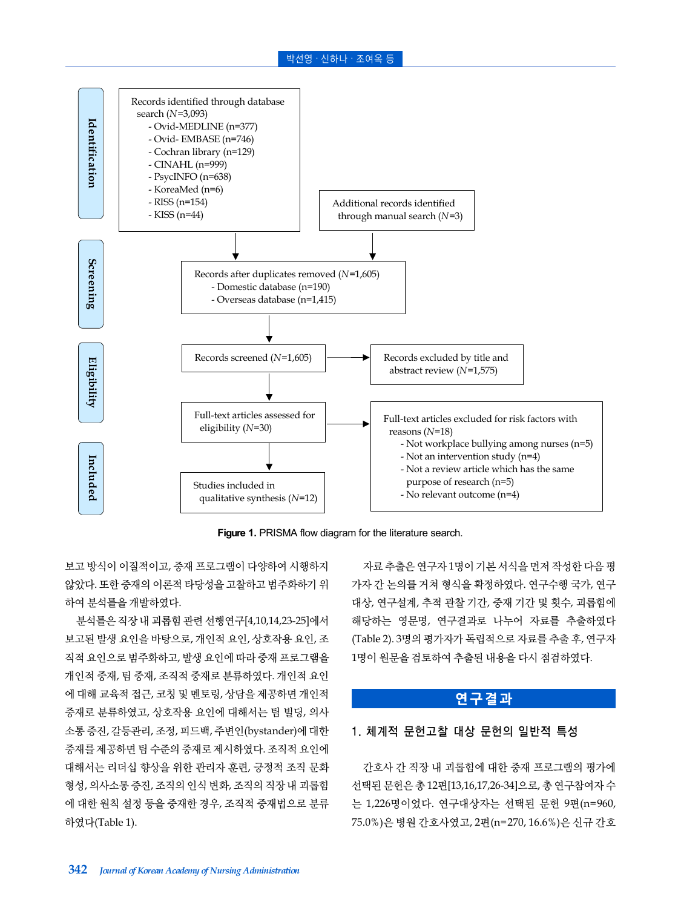**Identification**

Records identified through database search (*N*=3,093)
- Ovid-MEDLINE (n=377)
- Ovid- EMBASE (n=746)
- Cochran library (n=129)
- CINAHL (n=999)
- PsycINFO (n=638)
- KoreaMed (n=6)
- RISS (n=154)
- KISS (n=44)

Additional records identified through manual search (*N*=3)

**Screening**

Records after duplicates removed (*N*=1,605)
- Domestic database (n=190)
- Overseas database (n=1,415)

**Eligibility**

Records screened (*N*=1,605) → Records excluded by title and abstract review (*N*=1,575)

Full-text articles assessed for eligibility (*N*=30) → Full-text articles excluded for risk factors with reasons (*N*=18)
- Not workplace bullying among nurses (n=5)
- Not an intervention study (n=4)
- Not a review article which has the same purpose of research (n=5)
- No relevant outcome (n=4)

**Included**

Studies included in qualitative synthesis (*N*=12)

**Figure 1.** PRISMA flow diagram for the literature search.

보고 방식이 이질적이고, 중재 프로그램이 다양하여 시행하지 않았다. 또한 중재의 이론적 타당성을 고찰하고 범주화하기 위하여 분석틀을 개발하였다.

분석틀은 직장 내 괴롭힘 관련 선행연구[4,10,14,23-25]에서 보고된 발생 요인을 바탕으로, 개인적 요인, 상호작용 요인, 조직적 요인으로 범주화하고, 발생 요인에 따라 중재 프로그램을 개인적 중재, 팀 중재, 조직적 중재로 분류하였다. 개인적 요인에 대해 교육적 접근, 코칭 및 멘토링, 상담을 제공하면 개인적 중재로 분류하였고, 상호작용 요인에 대해서는 팀 빌딩, 의사소통 증진, 갈등관리, 조정, 피드백, 주변인(bystander)에 대한 중재를 제공하면 팀 수준의 중재로 제시하였다. 조직적 요인에 대해서는 리더십 향상을 위한 관리자 훈련, 긍정적 조직 문화 형성, 의사소통 증진, 조직의 인식 변화, 조직의 직장 내 괴롭힘에 대한 원칙 설정 등을 중재한 경우, 조직적 중재법으로 분류하였다(Table 1).

자료 추출은 연구자 1명이 기본 서식을 먼저 작성한 다음 평가자 간 논의를 거쳐 형식을 확정하였다. 연구수행 국가, 연구대상, 연구설계, 추적 관찰 기간, 중재 기간 및 횟수, 괴롭힘에 해당하는 영문명, 연구결과로 나누어 자료를 추출하였다(Table 2). 3명의 평가자가 독립적으로 자료를 추출 후, 연구자 1명이 원문을 검토하여 추출된 내용을 다시 점검하였다.

## 연구결과

### 1. 체계적 문헌고찰 대상 문헌의 일반적 특성

간호사 간 직장 내 괴롭힘에 대한 중재 프로그램의 평가에 선택된 문헌은 총 12편[13,16,17,26-34]으로, 총 연구참여자 수는 1,226명이었다. 연구대상자는 선택된 문헌 9편(n=960, 75.0%)은 병원 간호사였고, 2편(n=270, 16.6%)은 신규 간호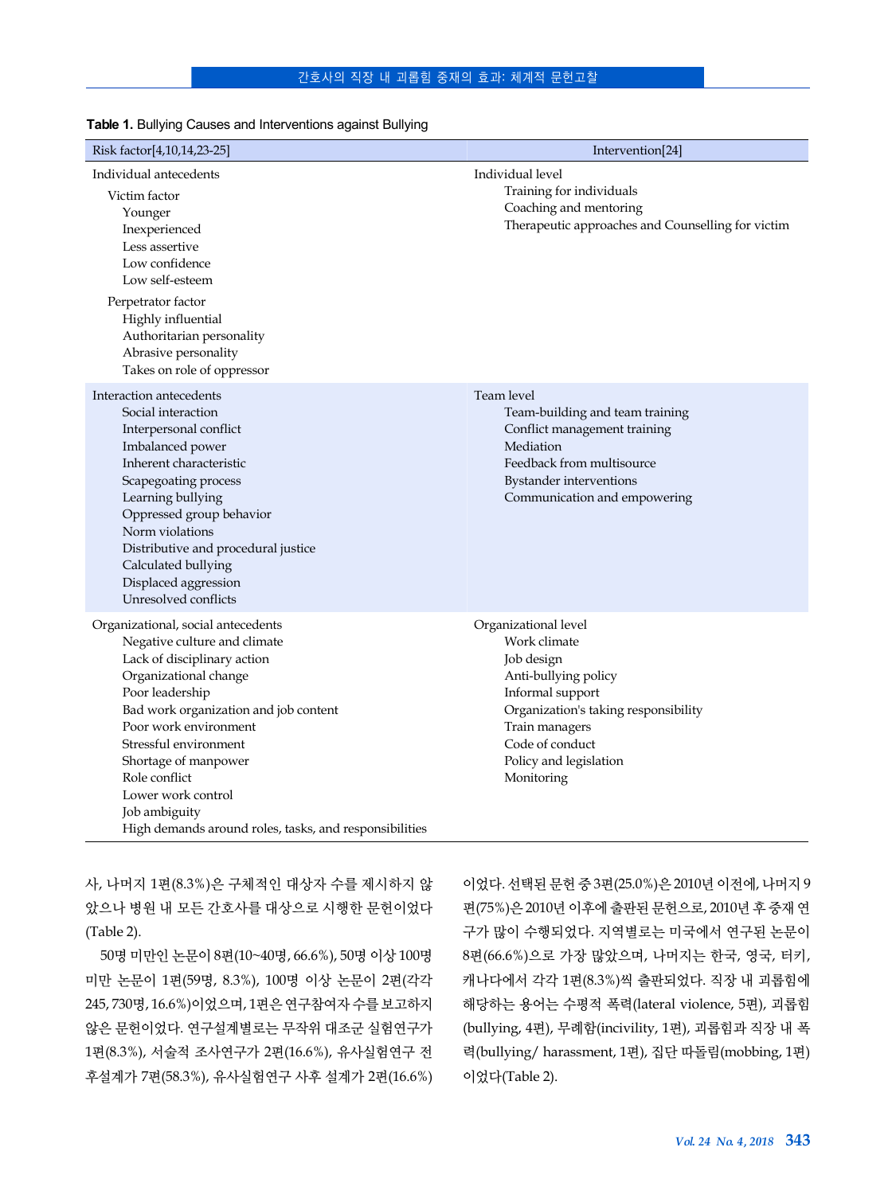**Table 1.** Bullying Causes and Interventions against Bullying

| Risk factor[4,10,14,23-25] | Intervention[24] |
|---|---|
| Individual antecedents | Individual level |
| Victim factor | Training for individuals |
| Younger | Coaching and mentoring |
| Inexperienced | Therapeutic approaches and Counselling for victim |
| Less assertive | |
| Low confidence | |
| Low self-esteem | |
| Perpetrator factor | |
| Highly influential | |
| Authoritarian personality | |
| Abrasive personality | |
| Takes on role of oppressor | |
| Interaction antecedents | Team level |
| Social interaction | Team-building and team training |
| Interpersonal conflict | Conflict management training |
| Imbalanced power | Mediation |
| Inherent characteristic | Feedback from multisource |
| Scapegoating process | Bystander interventions |
| Learning bullying | Communication and empowering |
| Oppressed group behavior | |
| Norm violations | |
| Distributive and procedural justice | |
| Calculated bullying | |
| Displaced aggression | |
| Unresolved conflicts | |
| Organizational, social antecedents | Organizational level |
| Negative culture and climate | Work climate |
| Lack of disciplinary action | Job design |
| Organizational change | Anti-bullying policy |
| Poor leadership | Informal support |
| Bad work organization and job content | Organization's taking responsibility |
| Poor work environment | Train managers |
| Stressful environment | Code of conduct |
| Shortage of manpower | Policy and legislation |
| Role conflict | Monitoring |
| Lower work control | |
| Job ambiguity | |
| High demands around roles, tasks, and responsibilities | |

사, 나머지 1편(8.3%)은 구체적인 대상자 수를 제시하지 않았으나 병원 내 모든 간호사를 대상으로 시행한 문헌이었다(Table 2).

50명 미만인 논문이 8편(10~40명, 66.6%), 50명 이상 100명 미만 논문이 1편(59명, 8.3%), 100명 이상 논문이 2편(각각 245, 730명, 16.6%)이었으며, 1편은 연구참여자 수를 보고하지 않은 문헌이었다. 연구설계별로는 무작위 대조군 실험연구가 1편(8.3%), 서술적 조사연구가 2편(16.6%), 유사실험연구 전후설계가 7편(58.3%), 유사실험연구 사후 설계가 2편(16.6%)이었다. 선택된 문헌 중 3편(25.0%)은 2010년 이전에, 나머지 9편(75%)은 2010년 이후에 출판된 문헌으로, 2010년 후 중재 연구가 많이 수행되었다. 지역별로는 미국에서 연구된 논문이 8편(66.6%)으로 가장 많았으며, 나머지는 한국, 영국, 터키, 캐나다에서 각각 1편(8.3%)씩 출판되었다. 직장 내 괴롭힘에 해당하는 용어는 수평적 폭력(lateral violence, 5편), 괴롭힘(bullying, 4편), 무례함(incivility, 1편), 괴롭힘과 직장 내 폭력(bullying/ harassment, 1편), 집단 따돌림(mobbing, 1편)이었다(Table 2).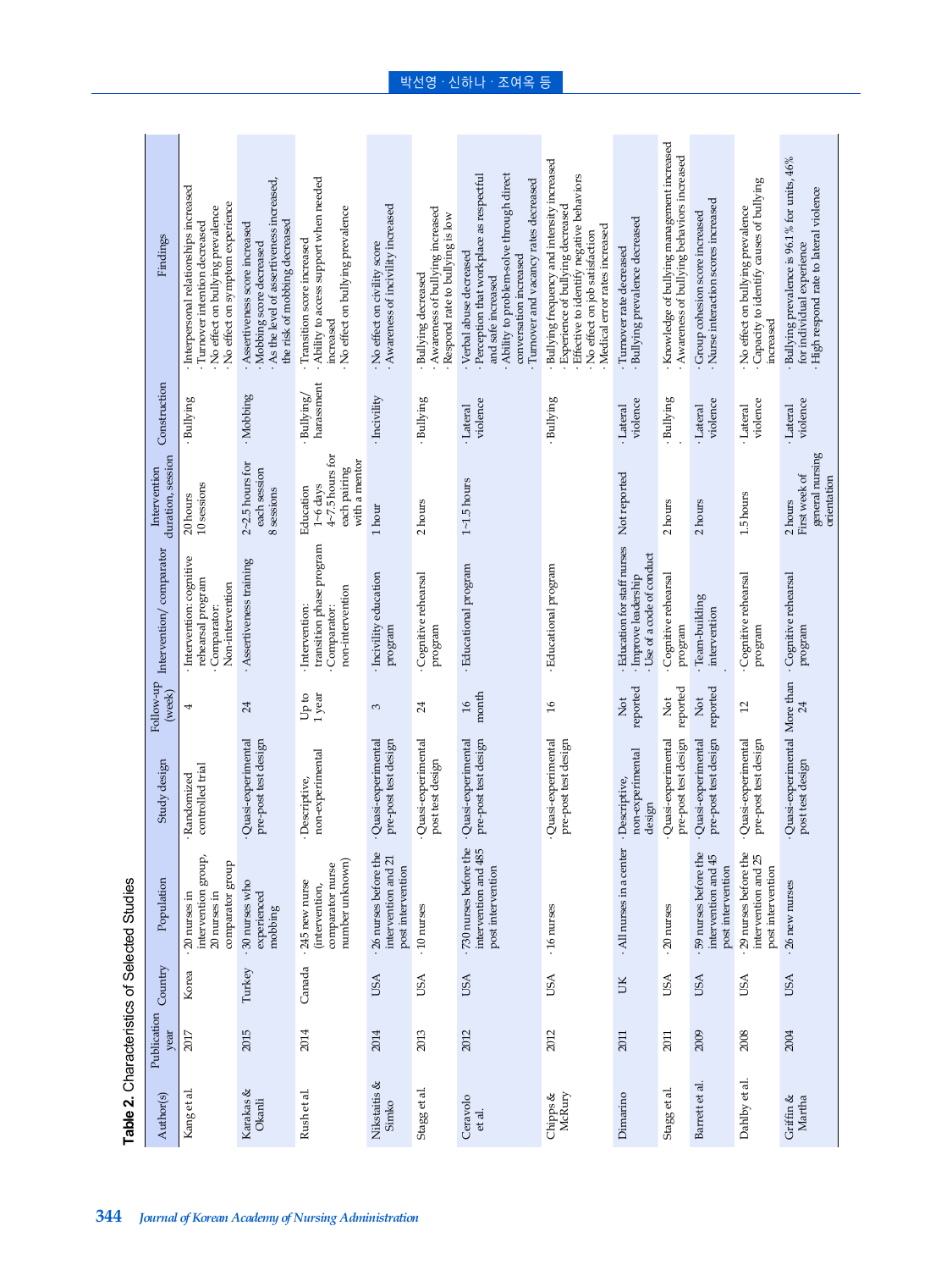**Table 2.** Characteristics of Selected Studies

| Author(s) | Publication year | Country | Population | Study design | Follow-up (week) | Intervention/ comparator | Intervention duration, session | Construction | Findings |
|---|---|---|---|---|---|---|---|---|---|
| Kang et al. | 2017 | Korea | · 20 nurses in intervention group, 20 nurses in comparator group | · Randomized controlled trial | 4 | · Intervention: cognitive rehearsal program · Comparator: Non-intervention | 20 hours 10 sessions | · Bullying | · Interpersonal relationships increased · Turnover intention decreased · No effect on bullying prevalence · No effect on symptom experience |
| Karakas & Okanli | 2015 | Turkey | · 30 nurses who experienced mobbing | · Quasi-experimental pre-post test design | 24 | · Assertiveness training | 2~2.5 hours for each session 8 sessions | · Mobbing | · Assertiveness score increased · Mobbing score decreased · As the level of assertiveness increased, the risk of mobbing decreased |
| Rush et al. | 2014 | Canada | · 245 new nurse (intervention, comparator nurse number unknown) | · Descriptive, non-experimental | Up to 1 year | · Intervention: transition phase program · Comparator: non-intervention | Education 1~6 days 4~7.5 hours for each pairing with a mentor | · Bullying/ harassment | · Transition score increased · Ability to access support when needed increased · No effect on bullying prevalence |
| Nikstaitis & Simko | 2014 | USA | · 26 nurses before the intervention and 21 post intervention | · Quasi-experimental pre-post test design | 3 | · Incivility education program | 1 hour | · Incivility | · No effect on civility score · Awareness of incivility increased |
| Stagg et al. | 2013 | USA | · 10 nurses | · Quasi-experimental post test design | 24 | · Cognitive rehearsal program | 2 hours | · Bullying | · Bullying decreased · Awareness of bullying increased · Respond rate to bullying is low |
| Ceravolo et al. | 2012 | USA | · 730 nurses before the intervention and 485 post intervention | · Quasi-experimental pre-post test design | 16 month | · Educational program | 1~1.5 hours | · Lateral violence | · Verbal abuse decreased · Perception that workplace as respectful and safe increased · Ability to problem-solve through direct conversation increased · Turnover and vacancy rates decreased |
| Chipps & McRury | 2012 | USA | · 16 nurses | · Quasi-experimental pre-post test design | 16 | · Educational program | | · Bullying | · Bullying frequency and intensity increased · Experience of bullying decreased · Effective to identify negative behaviors · No effect on job satisfaction · Medical error rates increased |
| Dimarino | 2011 | UK | · All nurses in a center | · Descriptive, non-experimental design | Not reported | · Education for staff nurses · Improve leadership · Use of a code of conduct | Not reported | · Lateral violence | · Turnover rate decreased · Bullying prevalence decreased |
| Stagg et al. | 2011 | USA | · 20 nurses | · Quasi-experimental pre-post test design | Not reported | · Cognitive rehearsal program | 2 hours | · Bullying | · Knowledge of bullying management increased · Awareness of bullying behaviors increased |
| Barrett et al. | 2009 | USA | · 59 nurses before the intervention and 45 post intervention | · Quasi-experimental pre-post test design | Not reported | · Team-building intervention | 2 hours | · Lateral violence | · Group cohesion score increased · Nurse interaction scores increased |
| Dahlby et al. | 2008 | USA | · 29 nurses before the intervention and 25 post intervention | · Quasi-experimental pre-post test design | 12 | · Cognitive rehearsal program | 1.5 hours | · Lateral violence | · No effect on bullying prevalence · Capacity to identify causes of bullying increased |
| Griffin & Martha | 2004 | USA | · 26 new nurses | · Quasi-experimental post test design | More than 24 | · Cognitive rehearsal program | 2 hours First week of general nursing orientation | · Lateral violence | · Bullying prevalence is 96.1% for units, 46% for individual experience · High respond rate to lateral violence |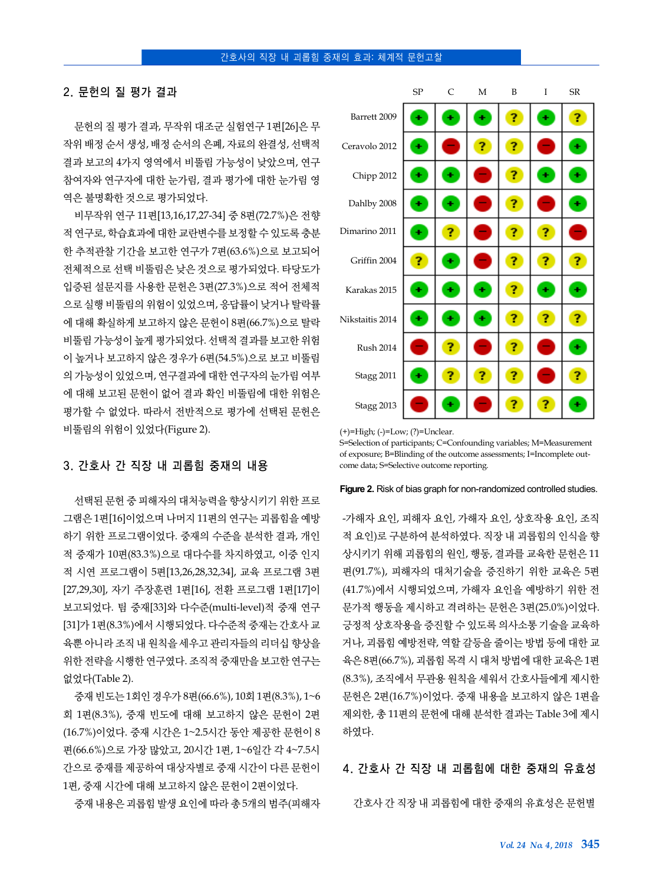## 2. 문헌의 질 평가 결과

문헌의 질 평가 결과, 무작위 대조군 실험연구 1편[26]은 무작위 배정 순서 생성, 배정 순서의 은폐, 자료의 완결성, 선택적 결과 보고의 4가지 영역에서 비뚤림 가능성이 낮았으며, 연구 참여자와 연구자에 대한 눈가림, 결과 평가에 대한 눈가림 영역은 불명확한 것으로 평가되었다.

비무작위 연구 11편[13,16,17,27-34] 중 8편(72.7%)은 전향적 연구로, 학습효과에 대한 교란변수를 보정할 수 있도록 충분한 추적관찰 기간을 보고한 연구가 7편(63.6%)으로 보고되어 전체적으로 선택 비뚤림은 낮은 것으로 평가되었다. 타당도가 입증된 설문지를 사용한 문헌은 3편(27.3%)으로 적어 전체적으로 실행 비뚤림의 위험이 있었으며, 응답률이 낮거나 탈락률에 대해 확실하게 보고하지 않은 문헌이 8편(66.7%)으로 탈락 비뚤림 가능성이 높게 평가되었다. 선택적 결과를 보고한 위험이 높거나 보고하지 않은 경우가 6편(54.5%)으로 보고 비뚤림의 가능성이 있었으며, 연구결과에 대한 연구자의 눈가림 여부에 대해 보고된 문헌이 없어 결과 확인 비뚤림에 대한 위험은 평가할 수 없었다. 따라서 전반적으로 평가에 선택된 문헌은 비뚤림의 위험이 있었다(Figure 2).

| | SP | C | M | B | I | SR |
|---|---|---|---|---|---|---|
| Barrett 2009 | + | + | + | ? | + | ? |
| Ceravolo 2012 | + | - | ? | ? | - | + |
| Chipp 2012 | + | + | - | ? | + | + |
| Dahlby 2008 | + | + | - | ? | - | + |
| Dimarino 2011 | + | ? | - | ? | ? | - |
| Griffin 2004 | ? | + | - | ? | ? | ? |
| Karakas 2015 | + | + | + | ? | + | + |
| Nikstaitis 2014 | + | + | + | ? | ? | ? |
| Rush 2014 | - | ? | - | ? | - | + |
| Stagg 2011 | + | ? | ? | ? | - | ? |
| Stagg 2013 | - | + | - | ? | ? | + |

(+)=High; (-)=Low; (?)=Unclear.
S=Selection of participants; C=Confounding variables; M=Measurement of exposure; B=Blinding of the outcome assessments; I=Incomplete outcome data; S=Selective outcome reporting.

**Figure 2.** Risk of bias graph for non-randomized controlled studies.

## 3. 간호사 간 직장 내 괴롭힘 중재의 내용

선택된 문헌 중 피해자의 대처능력을 향상시키기 위한 프로그램은 1편[16]이었으며 나머지 11편의 연구는 괴롭힘을 예방하기 위한 프로그램이었다. 중재의 수준을 분석한 결과, 개인적 중재가 10편(83.3%)으로 대다수를 차지하였고, 이중 인지적 시연 프로그램이 5편[13,26,28,32,34], 교육 프로그램 3편[27,29,30], 자기 주장훈련 1편[16], 전환 프로그램 1편[17]이 보고되었다. 팀 중재[33]와 다수준(multi-level)적 중재 연구[31]가 1편(8.3%)에서 시행되었다. 다수준적 중재는 간호사 교육뿐 아니라 조직 내 원칙을 세우고 관리자들의 리더십 향상을 위한 전략을 시행한 연구였다. 조직적 중재만을 보고한 연구는 없었다(Table 2).

중재 빈도는 1회인 경우가 8편(66.6%), 10회 1편(8.3%), 1~6회 1편(8.3%), 중재 빈도에 대해 보고하지 않은 문헌이 2편(16.7%)이었다. 중재 시간은 1~2.5시간 동안 제공한 문헌이 8편(66.6%)으로 가장 많았고, 20시간 1편, 1~6일간 각 4~7.5시간으로 중재를 제공하여 대상자별로 중재 시간이 다른 문헌이 1편, 중재 시간에 대해 보고하지 않은 문헌이 2편이었다.

중재 내용은 괴롭힘 발생 요인에 따라 총 5개의 범주(피해자-가해자 요인, 피해자 요인, 가해자 요인, 상호작용 요인, 조직적 요인)로 구분하여 분석하였다. 직장 내 괴롭힘의 인식을 향상시키기 위해 괴롭힘의 원인, 행동, 결과를 교육한 문헌은 11편(91.7%), 피해자의 대처기술을 증진하기 위한 교육은 5편(41.7%)에서 시행되었으며, 가해자 요인을 예방하기 위한 전문가적 행동을 제시하고 격려하는 문헌은 3편(25.0%)이었다. 긍정적 상호작용을 증진할 수 있도록 의사소통 기술을 교육하거나, 괴롭힘 예방전략, 역할 갈등을 줄이는 방법 등에 대한 교육은 8편(66.7%), 괴롭힘 목격 시 대처 방법에 대한 교육은 1편(8.3%), 조직에서 무관용 원칙을 세워서 간호사들에게 제시한 문헌은 2편(16.7%)이었다. 중재 내용을 보고하지 않은 1편을 제외한, 총 11편의 문헌에 대해 분석한 결과는 Table 3에 제시하였다.

## 4. 간호사 간 직장 내 괴롭힘에 대한 중재의 유효성

간호사 간 직장 내 괴롭힘에 대한 중재의 유효성은 문헌별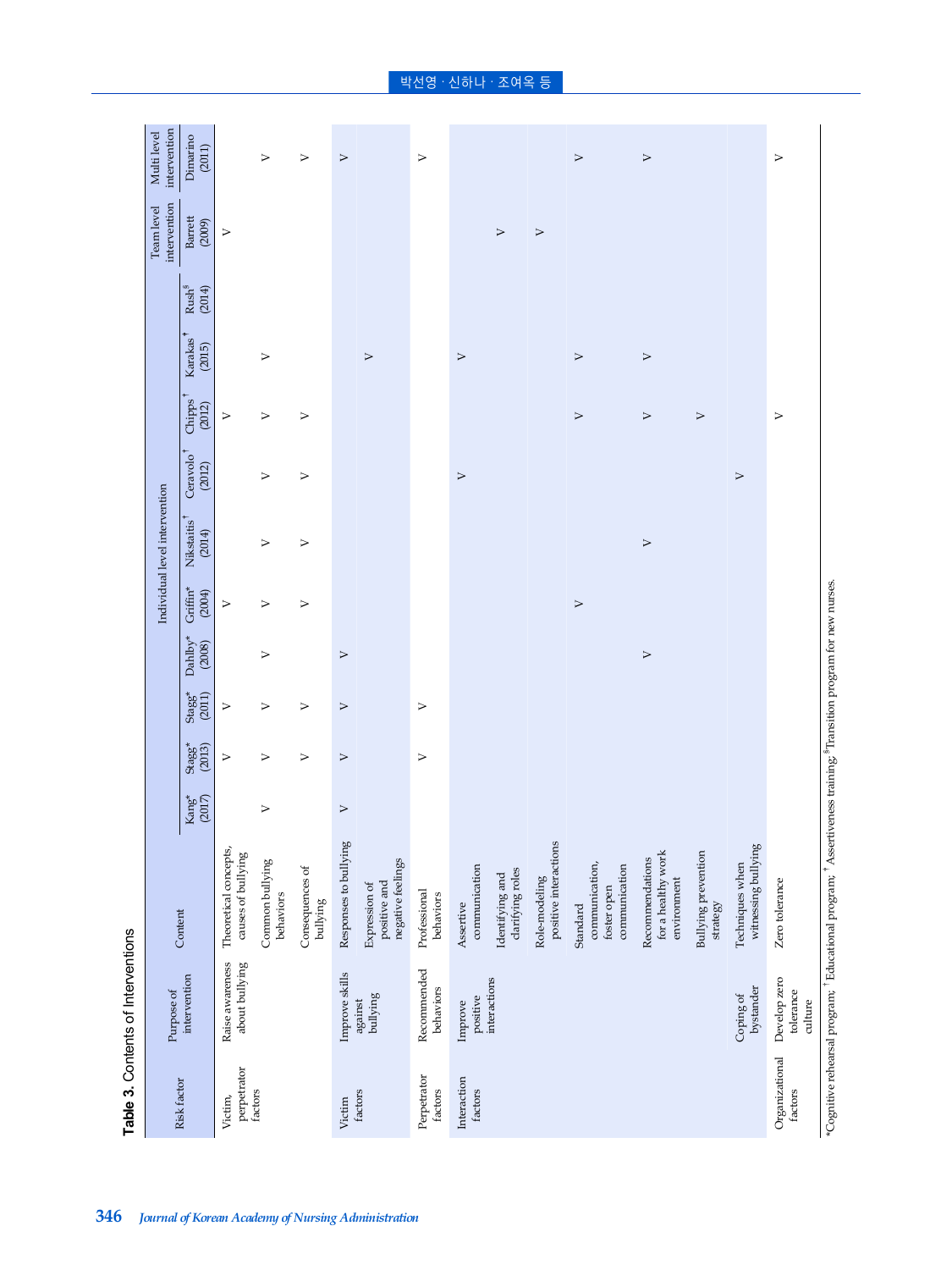**Table 3.** Contents of Interventions

| Risk factor | Purpose of intervention | Content | Individual level intervention | | | | | | | | | | Team level intervention | Multi level intervention |
|---|---|---|---|---|---|---|---|---|---|---|---|---|---|---|
| | | | Kang* (2017) | Stagg* (2013) | Stagg* (2011) | Dahlby* (2008) | Griffin* (2004) | Nikstaitis† (2014) | Ceravolo† (2012) | Chipps† (2012) | Karakas† (2015) | Rush§ (2014) | Barrett (2009) | Dimarino (2011) |
| Victim, perpetrator factors | Raise awareness about bullying | Theoretical concepts, causes of bullying | | V | V | | V | | | V | | | V | |
| | | Common bullying behaviors | V | V | V | V | V | V | V | V | V | | | V |
| | | Consequences of bullying | | V | V | | V | V | V | V | | | | V |
| Victim factors | Improve skills against bullying | Responses to bullying | V | V | V | V | | | | | | | | V |
| | | Expression of positive and negative feelings | | | | | | | | | V | | | |
| Perpetrator factors | Recommended behaviors | Professional behaviors | | V | V | | | | | | | | | V |
| Interaction factors | Improve positive interactions | Assertive communication | | | | | | | V | | V | | | |
| | | Identifying and clarifying roles | | | | | | | | | | | V | |
| | | Role-modeling positive interactions | | | | | | | | | | | V | |
| | | Standard communication, foster open communication | | | | | V | | | V | V | | | V |
| | | Recommendations for a healthy work environment | | | | V | | V | | V | V | | | V |
| | | Bullying prevention strategy | | | | | | | | V | | | | |
| | Coping of bystander | Techniques when witnessing bullying | | | | | | | V | | | | | |
| Organizational factors | Develop zero tolerance culture | Zero tolerance | | | | | | | | V | | | | V |

*Cognitive rehearsal program; †Educational program; ‡Assertiveness training; §Transition program for new nurses.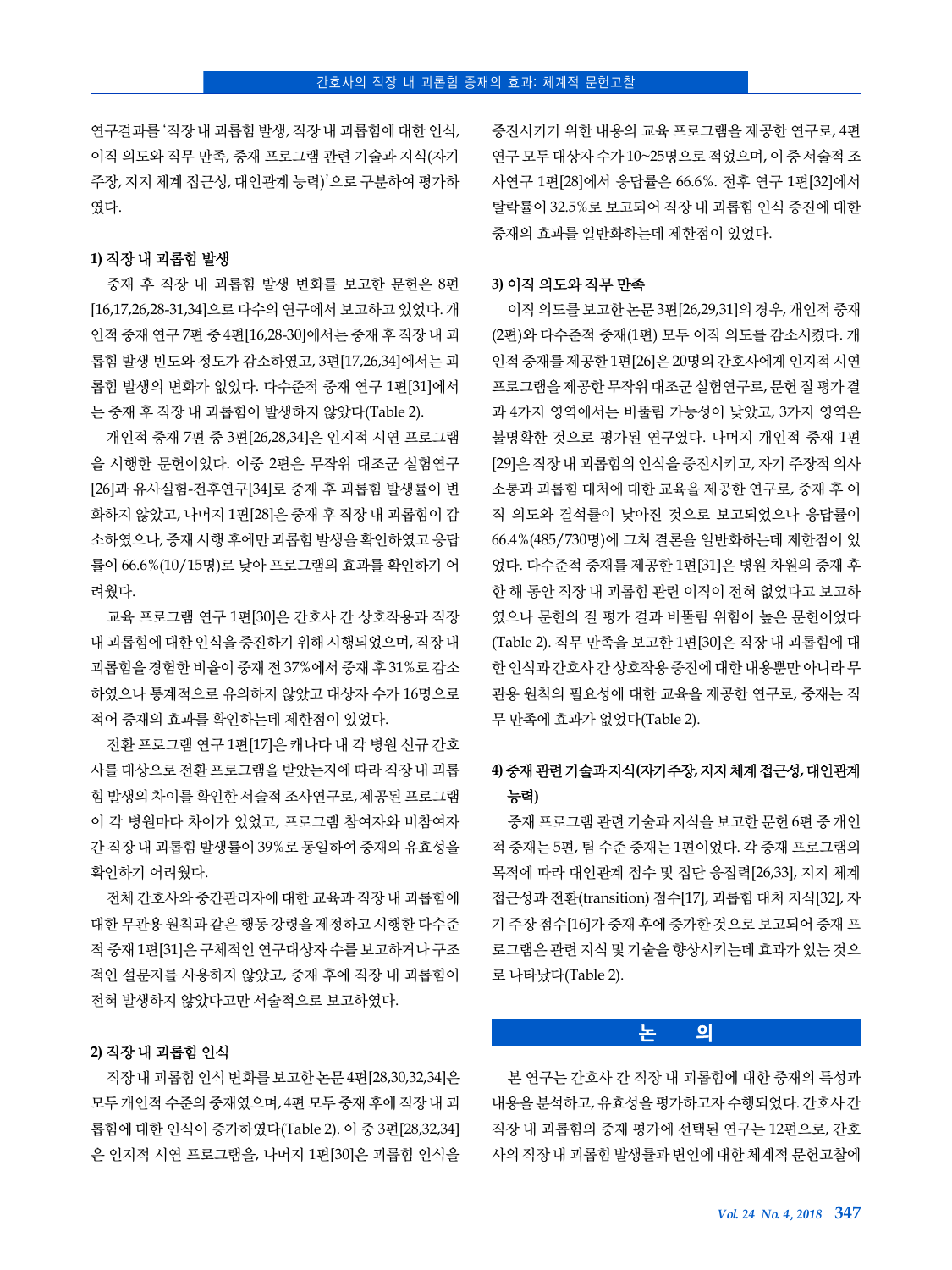연구결과를 '직장 내 괴롭힘 발생, 직장 내 괴롭힘에 대한 인식, 이직 의도와 직무 만족, 중재 프로그램 관련 기술과 지식(자기주장, 지지 체계 접근성, 대인관계 능력)'으로 구분하여 평가하였다.

#### 1) 직장 내 괴롭힘 발생

중재 후 직장 내 괴롭힘 발생 변화를 보고한 문헌은 8편[16,17,26,28-31,34]으로 다수의 연구에서 보고하고 있었다. 개인적 중재 연구 7편 중 4편[16,28-30]에서는 중재 후 직장 내 괴롭힘 발생 빈도와 정도가 감소하였고, 3편[17,26,34]에서는 괴롭힘 발생의 변화가 없었다. 다수준적 중재 연구 1편[31]에서는 중재 후 직장 내 괴롭힘이 발생하지 않았다(Table 2).

개인적 중재 7편 중 3편[26,28,34]은 인지적 시연 프로그램을 시행한 문헌이었다. 이중 2편은 무작위 대조군 실험연구[26]과 유사실험-전후연구[34]로 중재 후 괴롭힘 발생률이 변화하지 않았고, 나머지 1편[28]은 중재 후 직장 내 괴롭힘이 감소하였으나, 중재 시행 후에만 괴롭힘 발생을 확인하였고 응답률이 66.6%(10/15명)로 낮아 프로그램의 효과를 확인하기 어려웠다.

교육 프로그램 연구 1편[30]은 간호사 간 상호작용과 직장 내 괴롭힘에 대한 인식을 증진하기 위해 시행되었으며, 직장 내 괴롭힘을 경험한 비율이 중재 전 37%에서 중재 후 31%로 감소하였으나 통계적으로 유의하지 않았고 대상자 수가 16명으로 적어 중재의 효과를 확인하는데 제한점이 있었다.

전환 프로그램 연구 1편[17]은 캐나다 내 각 병원 신규 간호사를 대상으로 전환 프로그램을 받았는지에 따라 직장 내 괴롭힘 발생의 차이를 확인한 서술적 조사연구로, 제공된 프로그램이 각 병원마다 차이가 있었고, 프로그램 참여자와 비참여자 간 직장 내 괴롭힘 발생률이 39%로 동일하여 중재의 유효성을 확인하기 어려웠다.

전체 간호사와 중간관리자에 대한 교육과 직장 내 괴롭힘에 대한 무관용 원칙과 같은 행동 강령을 제정하고 시행한 다수준적 중재 1편[31]은 구체적인 연구대상자 수를 보고하거나 구조적인 설문지를 사용하지 않았고, 중재 후에 직장 내 괴롭힘이 전혀 발생하지 않았다고만 서술적으로 보고하였다.

#### 2) 직장 내 괴롭힘 인식

직장 내 괴롭힘 인식 변화를 보고한 논문 4편[28,30,32,34]은 모두 개인적 수준의 중재였으며, 4편 모두 중재 후에 직장 내 괴롭힘에 대한 인식이 증가하였다(Table 2). 이 중 3편[28,32,34]은 인지적 시연 프로그램을, 나머지 1편[30]은 괴롭힘 인식을 증진시키기 위한 내용의 교육 프로그램을 제공한 연구로, 4편 연구 모두 대상자 수가 10~25명으로 적었으며, 이 중 서술적 조사연구 1편[28]에서 응답률은 66.6%. 전후 연구 1편[32]에서 탈락률이 32.5%로 보고되어 직장 내 괴롭힘 인식 증진에 대한 중재의 효과를 일반화하는데 제한점이 있었다.

#### 3) 이직 의도와 직무 만족

이직 의도를 보고한 논문 3편[26,29,31]의 경우, 개인적 중재(2편)와 다수준적 중재(1편) 모두 이직 의도를 감소시켰다. 개인적 중재를 제공한 1편[26]은 20명의 간호사에게 인지적 시연 프로그램을 제공한 무작위 대조군 실험연구로, 문헌 질 평가 결과 4가지 영역에서는 비뚤림 가능성이 낮았고, 3가지 영역은 불명확한 것으로 평가된 연구였다. 나머지 개인적 중재 1편[29]은 직장 내 괴롭힘의 인식을 증진시키고, 자기 주장적 의사소통과 괴롭힘 대처에 대한 교육을 제공한 연구로, 중재 후 이직 의도와 결석률이 낮아진 것으로 보고되었으나 응답률이 66.4%(485/730명)에 그쳐 결론을 일반화하는데 제한점이 있었다. 다수준적 중재를 제공한 1편[31]은 병원 차원의 중재 후 한 해 동안 직장 내 괴롭힘 관련 이직이 전혀 없었다고 보고하였으나 문헌의 질 평가 결과 비뚤림 위험이 높은 문헌이었다(Table 2). 직무 만족을 보고한 1편[30]은 직장 내 괴롭힘에 대한 인식과 간호사 간 상호작용 증진에 대한 내용뿐만 아니라 무관용 원칙의 필요성에 대한 교육을 제공한 연구로, 중재는 직무 만족에 효과가 없었다(Table 2).

#### 4) 중재 관련 기술과 지식(자기주장, 지지 체계 접근성, 대인관계 능력)

중재 프로그램 관련 기술과 지식을 보고한 문헌 6편 중 개인적 중재는 5편, 팀 수준 중재는 1편이었다. 각 중재 프로그램의 목적에 따라 대인관계 점수 및 집단 응집력[26,33], 지지 체계 접근성과 전환(transition) 점수[17], 괴롭힘 대처 지식[32], 자기 주장 점수[16]가 중재 후에 증가한 것으로 보고되어 중재 프로그램은 관련 지식 및 기술을 향상시키는데 효과가 있는 것으로 나타났다(Table 2).

## 논 의

본 연구는 간호사 간 직장 내 괴롭힘에 대한 중재의 특성과 내용을 분석하고, 유효성을 평가하고자 수행되었다. 간호사 간 직장 내 괴롭힘의 중재 평가에 선택된 연구는 12편으로, 간호사의 직장 내 괴롭힘 발생률과 변인에 대한 체계적 문헌고찰에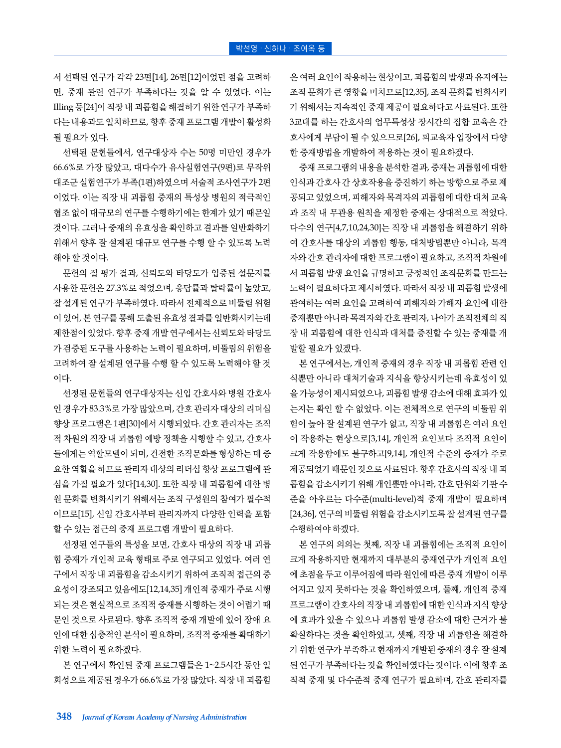서 선택된 연구가 각각 23편[14], 26편[12]이었던 점을 고려하면, 중재 관련 연구가 부족하다는 것을 알 수 있었다. 이는 Illing 등[24]이 직장 내 괴롭힘을 해결하기 위한 연구가 부족하다는 내용과도 일치하므로, 향후 중재 프로그램 개발이 활성화될 필요가 있다.

선택된 문헌들에서, 연구대상자 수는 50명 미만인 경우가 66.6%로 가장 많았고, 대다수가 유사실험연구(9편)로 무작위 대조군 실험연구가 부족(1편)하였으며 서술적 조사연구가 2편이었다. 이는 직장 내 괴롭힘 중재의 특성상 병원의 적극적인 협조 없이 대규모의 연구를 수행하기에는 한계가 있기 때문일 것이다. 그러나 중재의 유효성을 확인하고 결과를 일반화하기 위해서 향후 잘 설계된 대규모 연구를 수행 할 수 있도록 노력해야 할 것이다.

문헌의 질 평가 결과, 신뢰도와 타당도가 입증된 설문지를 사용한 문헌은 27.3%로 적었으며, 응답률과 탈락률이 높았고, 잘 설계된 연구가 부족하였다. 따라서 전체적으로 비뚤림 위험이 있어, 본 연구를 통해 도출된 유효성 결과를 일반화시키는데 제한점이 있었다. 향후 중재 개발 연구에서는 신뢰도와 타당도가 검증된 도구를 사용하는 노력이 필요하며, 비뚤림의 위험을 고려하여 잘 설계된 연구를 수행 할 수 있도록 노력해야 할 것이다.

선정된 문헌들의 연구대상자는 신입 간호사와 병원 간호사인 경우가 83.3%로 가장 많았으며, 간호 관리자 대상의 리더십 향상 프로그램은 1편[30]에서 시행되었다. 간호 관리자는 조직적 차원의 직장 내 괴롭힘 예방 정책을 시행할 수 있고, 간호사들에게는 역할모델이 되며, 건전한 조직문화를 형성하는 데 중요한 역할을 하므로 관리자 대상의 리더십 향상 프로그램에 관심을 가질 필요가 있다[14,30]. 또한 직장 내 괴롭힘에 대한 병원 문화를 변화시키기 위해서는 조직 구성원의 참여가 필수적이므로[15], 신입 간호사부터 관리자까지 다양한 인력을 포함할 수 있는 접근의 중재 프로그램 개발이 필요하다.

선정된 연구들의 특성을 보면, 간호사 대상의 직장 내 괴롭힘 중재가 개인적 교육 형태로 주로 연구되고 있었다. 여러 연구에서 직장 내 괴롭힘을 감소시키기 위하여 조직적 접근의 중요성이 강조되고 있음에도[12,14,35] 개인적 중재가 주로 시행되는 것은 현실적으로 조직적 중재를 시행하는 것이 어렵기 때문인 것으로 사료된다. 향후 조직적 중재 개발에 있어 장애 요인에 대한 심층적인 분석이 필요하며, 조직적 중재를 확대하기 위한 노력이 필요하겠다.

본 연구에서 확인된 중재 프로그램들은 1~2.5시간 동안 일회성으로 제공된 경우가 66.6%로 가장 많았다. 직장 내 괴롭힘은 여러 요인이 작용하는 현상이고, 괴롭힘의 발생과 유지에는 조직 문화가 큰 영향을 미치므로[12,35], 조직 문화를 변화시키기 위해서는 지속적인 중재 제공이 필요하다고 사료된다. 또한 3교대를 하는 간호사의 업무특성상 장시간의 집합 교육은 간호사에게 부담이 될 수 있으므로[26], 피교육자 입장에서 다양한 중재방법을 개발하여 적용하는 것이 필요하겠다.

중재 프로그램의 내용을 분석한 결과, 중재는 괴롭힘에 대한 인식과 간호사 간 상호작용을 증진하기 하는 방향으로 주로 제공되고 있었으며, 피해자와 목격자의 괴롭힘에 대한 대처 교육과 조직 내 무관용 원칙을 제정한 중재는 상대적으로 적었다. 다수의 연구[4,7,10,24,30]는 직장 내 괴롭힘을 해결하기 위하여 간호사를 대상의 괴롭힘 행동, 대처방법뿐만 아니라, 목격자와 간호 관리자에 대한 프로그램이 필요하고, 조직적 차원에서 괴롭힘 발생 요인을 규명하고 긍정적인 조직문화를 만드는 노력이 필요하다고 제시하였다. 따라서 직장 내 괴롭힘 발생에 관여하는 여러 요인을 고려하여 피해자와 가해자 요인에 대한 중재뿐만 아니라 목격자와 간호 관리자, 나아가 조직전체의 직장 내 괴롭힘에 대한 인식과 대처를 증진할 수 있는 중재를 개발할 필요가 있겠다.

본 연구에서는, 개인적 중재의 경우 직장 내 괴롭힘 관련 인식뿐만 아니라 대처기술과 지식을 향상시키는데 유효성이 있을 가능성이 제시되었으나, 괴롭힘 발생 감소에 대해 효과가 있는지는 확인 할 수 없었다. 이는 전체적으로 연구의 비뚤림 위험이 높아 잘 설계된 연구가 없고, 직장 내 괴롭힘은 여러 요인이 작용하는 현상으로[3,14], 개인적 요인보다 조직적 요인이 크게 작용함에도 불구하고[9,14], 개인적 수준의 중재가 주로 제공되었기 때문인 것으로 사료된다. 향후 간호사의 직장 내 괴롭힘을 감소시키기 위해 개인뿐만 아니라, 간호 단위와 기관 수준을 아우르는 다수준(multi-level)적 중재 개발이 필요하며[24,36], 연구의 비뚤림 위험을 감소시키도록 잘 설계된 연구를 수행하여야 하겠다.

본 연구의 의의는 첫째, 직장 내 괴롭힘에는 조직적 요인이 크게 작용하지만 현재까지 대부분의 중재연구가 개인적 요인에 초점을 두고 이루어짐에 따라 원인에 따른 중재 개발이 이루어지고 있지 못하다는 것을 확인하였으며, 둘째, 개인적 중재 프로그램이 간호사의 직장 내 괴롭힘에 대한 인식과 지식 향상에 효과가 있을 수 있으나 괴롭힘 발생 감소에 대한 근거가 불확실하다는 것을 확인하였고, 셋째, 직장 내 괴롭힘을 해결하기 위한 연구가 부족하고 현재까지 개발된 중재의 경우 잘 설계된 연구가 부족하다는 것을 확인하였다는 것이다. 이에 향후 조직적 중재 및 다수준적 중재 연구가 필요하며, 간호 관리자를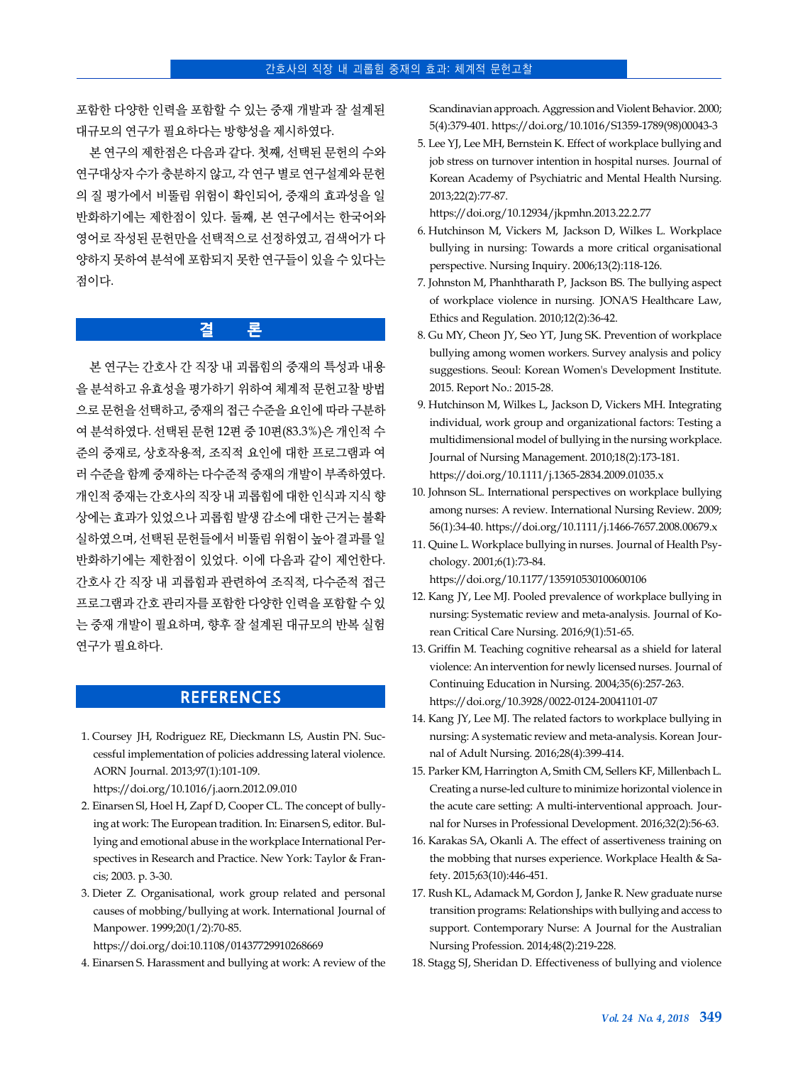포함한 다양한 인력을 포함할 수 있는 중재 개발과 잘 설계된 대규모의 연구가 필요하다는 방향성을 제시하였다.

본 연구의 제한점은 다음과 같다. 첫째, 선택된 문헌의 수와 연구대상자 수가 충분하지 않고, 각 연구 별로 연구설계와 문헌의 질 평가에서 비뚤림 위험이 확인되어, 중재의 효과성을 일반화하기에는 제한점이 있다. 둘째, 본 연구에서는 한국어와 영어로 작성된 문헌만을 선택적으로 선정하였고, 검색어가 다양하지 못하여 분석에 포함되지 못한 연구들이 있을 수 있다는 점이다.

## 결 론

본 연구는 간호사 간 직장 내 괴롭힘의 중재의 특성과 내용을 분석하고 유효성을 평가하기 위하여 체계적 문헌고찰 방법으로 문헌을 선택하고, 중재의 접근 수준을 요인에 따라 구분하여 분석하였다. 선택된 문헌 12편 중 10편(83.3%)은 개인적 수준의 중재로, 상호작용적, 조직적 요인에 대한 프로그램과 여러 수준을 함께 중재하는 다수준적 중재의 개발이 부족하였다. 개인적 중재는 간호사의 직장 내 괴롭힘에 대한 인식과 지식 향상에는 효과가 있었으나 괴롭힘 발생 감소에 대한 근거는 불확실하였으며, 선택된 문헌들에서 비뚤림 위험이 높아 결과를 일반화하기에는 제한점이 있었다. 이에 다음과 같이 제언한다. 간호사 간 직장 내 괴롭힘과 관련하여 조직적, 다수준적 접근 프로그램과 간호 관리자를 포함한 다양한 인력을 포함할 수 있는 중재 개발이 필요하며, 향후 잘 설계된 대규모의 반복 실험 연구가 필요하다.

## REFERENCES

1. Coursey JH, Rodriguez RE, Dieckmann LS, Austin PN. Successful implementation of policies addressing lateral violence. AORN Journal. 2013;97(1):101-109. https://doi.org/10.1016/j.aorn.2012.09.010
2. Einarsen Sl, Hoel H, Zapf D, Cooper CL. The concept of bullying at work: The European tradition. In: Einarsen S, editor. Bullying and emotional abuse in the workplace International Perspectives in Research and Practice. New York: Taylor & Francis; 2003. p. 3-30.
3. Dieter Z. Organisational, work group related and personal causes of mobbing/bullying at work. International Journal of Manpower. 1999;20(1/2):70-85. https://doi.org/doi:10.1108/01437729910268669
4. Einarsen S. Harassment and bullying at work: A review of the Scandinavian approach. Aggression and Violent Behavior. 2000; 5(4):379-401. https://doi.org/10.1016/S1359-1789(98)00043-3
5. Lee YJ, Lee MH, Bernstein K. Effect of workplace bullying and job stress on turnover intention in hospital nurses. Journal of Korean Academy of Psychiatric and Mental Health Nursing. 2013;22(2):77-87. https://doi.org/10.12934/jkpmhn.2013.22.2.77
6. Hutchinson M, Vickers M, Jackson D, Wilkes L. Workplace bullying in nursing: Towards a more critical organisational perspective. Nursing Inquiry. 2006;13(2):118-126.
7. Johnston M, Phanhtharath P, Jackson BS. The bullying aspect of workplace violence in nursing. JONA'S Healthcare Law, Ethics and Regulation. 2010;12(2):36-42.
8. Gu MY, Cheon JY, Seo YT, Jung SK. Prevention of workplace bullying among women workers. Survey analysis and policy suggestions. Seoul: Korean Women's Development Institute. 2015. Report No.: 2015-28.
9. Hutchinson M, Wilkes L, Jackson D, Vickers MH. Integrating individual, work group and organizational factors: Testing a multidimensional model of bullying in the nursing workplace. Journal of Nursing Management. 2010;18(2):173-181. https://doi.org/10.1111/j.1365-2834.2009.01035.x
10. Johnson SL. International perspectives on workplace bullying among nurses: A review. International Nursing Review. 2009; 56(1):34-40. https://doi.org/10.1111/j.1466-7657.2008.00679.x
11. Quine L. Workplace bullying in nurses. Journal of Health Psychology. 2001;6(1):73-84. https://doi.org/10.1177/135910530100600106
12. Kang JY, Lee MJ. Pooled prevalence of workplace bullying in nursing: Systematic review and meta-analysis. Journal of Korean Critical Care Nursing. 2016;9(1):51-65.
13. Griffin M. Teaching cognitive rehearsal as a shield for lateral violence: An intervention for newly licensed nurses. Journal of Continuing Education in Nursing. 2004;35(6):257-263. https://doi.org/10.3928/0022-0124-20041101-07
14. Kang JY, Lee MJ. The related factors to workplace bullying in nursing: A systematic review and meta-analysis. Korean Journal of Adult Nursing. 2016;28(4):399-414.
15. Parker KM, Harrington A, Smith CM, Sellers KF, Millenbach L. Creating a nurse-led culture to minimize horizontal violence in the acute care setting: A multi-interventional approach. Journal for Nurses in Professional Development. 2016;32(2):56-63.
16. Karakas SA, Okanli A. The effect of assertiveness training on the mobbing that nurses experience. Workplace Health & Safety. 2015;63(10):446-451.
17. Rush KL, Adamack M, Gordon J, Janke R. New graduate nurse transition programs: Relationships with bullying and access to support. Contemporary Nurse: A Journal for the Australian Nursing Profession. 2014;48(2):219-228.
18. Stagg SJ, Sheridan D. Effectiveness of bullying and violence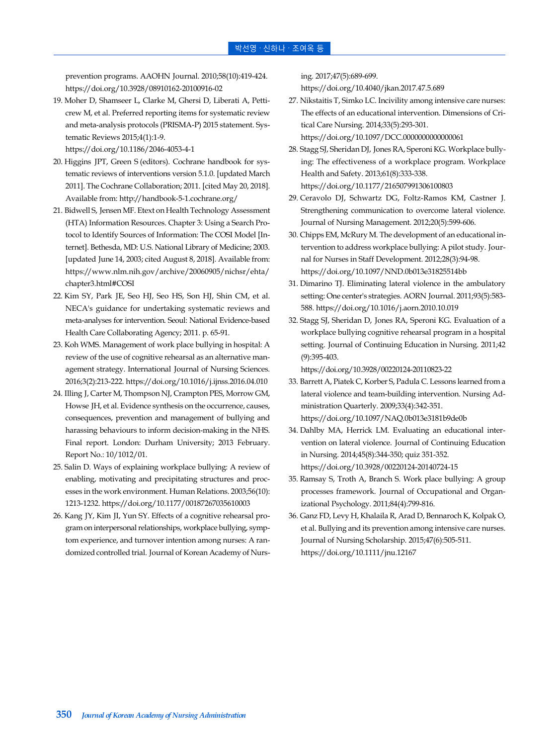prevention programs. AAOHN Journal. 2010;58(10):419-424. https://doi.org/10.3928/08910162-20100916-02

19. Moher D, Shamseer L, Clarke M, Ghersi D, Liberati A, Petticrew M, et al. Preferred reporting items for systematic review and meta-analysis protocols (PRISMA-P) 2015 statement. Systematic Reviews 2015;4(1):1-9. https://doi.org/10.1186/2046-4053-4-1
20. Higgins JPT, Green S (editors). Cochrane handbook for systematic reviews of interventions version 5.1.0. [updated March 2011]. The Cochrane Collaboration; 2011. [cited May 20, 2018]. Available from: http://handbook-5-1.cochrane.org/
21. Bidwell S, Jensen MF. Etext on Health Technology Assessment (HTA) Information Resources. Chapter 3: Using a Search Protocol to Identify Sources of Information: The COSI Model [Internet]. Bethesda, MD: U.S. National Library of Medicine; 2003. [updated June 14, 2003; cited August 8, 2018]. Available from: https://www.nlm.nih.gov/archive/20060905/nichsr/ehta/chapter3.html#COSI
22. Kim SY, Park JE, Seo HJ, Seo HS, Son HJ, Shin CM, et al. NECA's guidance for undertaking systematic reviews and meta-analyses for intervention. Seoul: National Evidence-based Health Care Collaborating Agency; 2011. p. 65-91.
23. Koh WMS. Management of work place bullying in hospital: A review of the use of cognitive rehearsal as an alternative management strategy. International Journal of Nursing Sciences. 2016;3(2):213-222. https://doi.org/10.1016/j.ijnss.2016.04.010
24. Illing J, Carter M, Thompson NJ, Crampton PES, Morrow GM, Howse JH, et al. Evidence synthesis on the occurrence, causes, consequences, prevention and management of bullying and harassing behaviours to inform decision-making in the NHS. Final report. London: Durham University; 2013 February. Report No.: 10/1012/01.
25. Salin D. Ways of explaining workplace bullying: A review of enabling, motivating and precipitating structures and processes in the work environment. Human Relations. 2003;56(10):1213-1232. https://doi.org/10.1177/00187267035610003
26. Kang JY, Kim JI, Yun SY. Effects of a cognitive rehearsal program on interpersonal relationships, workplace bullying, symptom experience, and turnover intention among nurses: A randomized controlled trial. Journal of Korean Academy of Nursing. 2017;47(5):689-699. https://doi.org/10.4040/jkan.2017.47.5.689
27. Nikstaitis T, Simko LC. Incivility among intensive care nurses: The effects of an educational intervention. Dimensions of Critical Care Nursing. 2014;33(5):293-301. https://doi.org/10.1097/DCC.0000000000000061
28. Stagg SJ, Sheridan DJ, Jones RA, Speroni KG. Workplace bullying: The effectiveness of a workplace program. Workplace Health and Safety. 2013;61(8):333-338. https://doi.org/10.1177/216507991306100803
29. Ceravolo DJ, Schwartz DG, Foltz-Ramos KM, Castner J. Strengthening communication to overcome lateral violence. Journal of Nursing Management. 2012;20(5):599-606.
30. Chipps EM, McRury M. The development of an educational intervention to address workplace bullying: A pilot study. Journal for Nurses in Staff Development. 2012;28(3):94-98. https://doi.org/10.1097/NND.0b013e31825514bb
31. Dimarino TJ. Eliminating lateral violence in the ambulatory setting: One center's strategies. AORN Journal. 2011;93(5):583-588. https://doi.org/10.1016/j.aorn.2010.10.019
32. Stagg SJ, Sheridan D, Jones RA, Speroni KG. Evaluation of a workplace bullying cognitive rehearsal program in a hospital setting. Journal of Continuing Education in Nursing. 2011;42(9):395-403. https://doi.org/10.3928/00220124-20110823-22
33. Barrett A, Piatek C, Korber S, Padula C. Lessons learned from a lateral violence and team-building intervention. Nursing Administration Quarterly. 2009;33(4):342-351. https://doi.org/10.1097/NAQ.0b013e3181b9de0b
34. Dahlby MA, Herrick LM. Evaluating an educational intervention on lateral violence. Journal of Continuing Education in Nursing. 2014;45(8):344-350; quiz 351-352. https://doi.org/10.3928/00220124-20140724-15
35. Ramsay S, Troth A, Branch S. Work place bullying: A group processes framework. Journal of Occupational and Organizational Psychology. 2011;84(4):799-816.
36. Ganz FD, Levy H, Khalaila R, Arad D, Bennaroch K, Kolpak O, et al. Bullying and its prevention among intensive care nurses. Journal of Nursing Scholarship. 2015;47(6):505-511. https://doi.org/10.1111/jnu.12167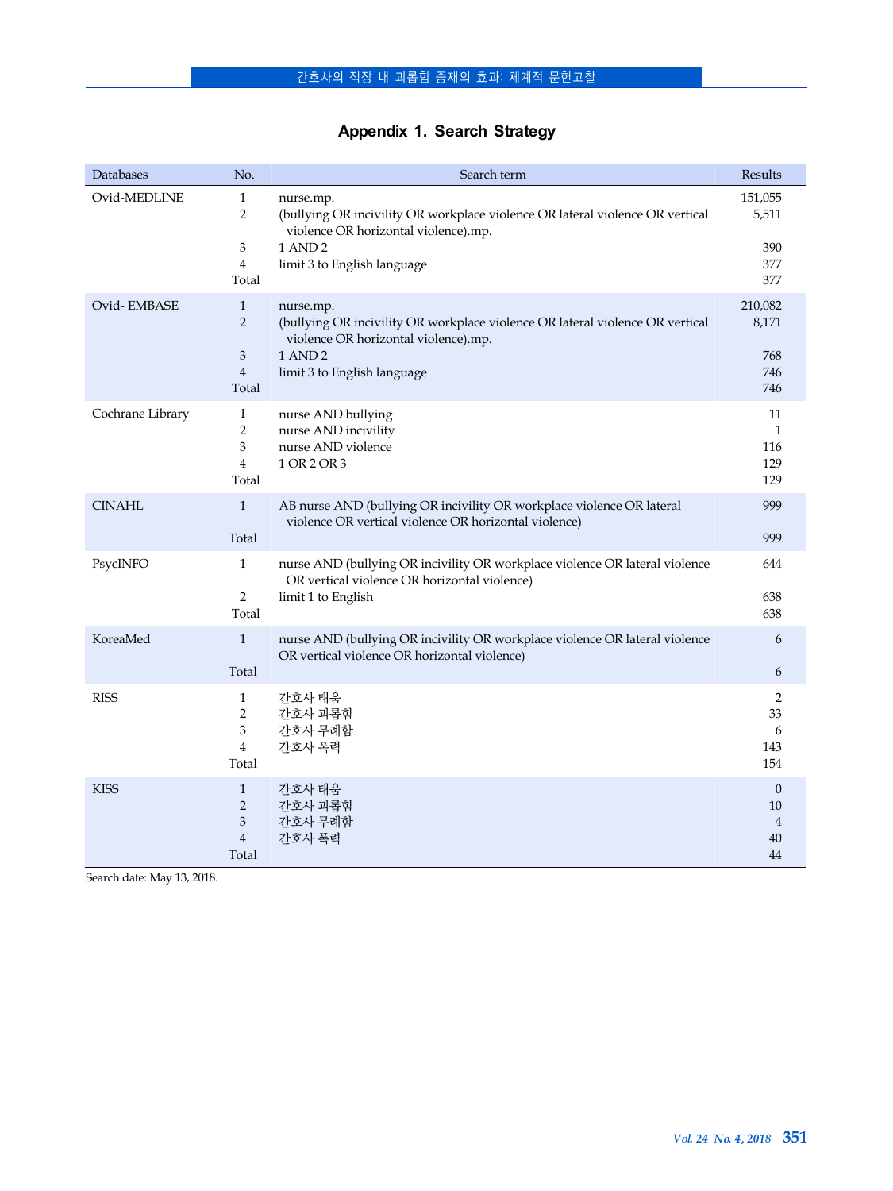## Appendix 1. Search Strategy

| Databases | No. | Search term | Results |
|---|---|---|---|
| Ovid-MEDLINE | 1 | nurse.mp. | 151,055 |
| | 2 | (bullying OR incivility OR workplace violence OR lateral violence OR vertical violence OR horizontal violence).mp. | 5,511 |
| | 3 | 1 AND 2 | 390 |
| | 4 | limit 3 to English language | 377 |
| | Total | | 377 |
| Ovid- EMBASE | 1 | nurse.mp. | 210,082 |
| | 2 | (bullying OR incivility OR workplace violence OR lateral violence OR vertical violence OR horizontal violence).mp. | 8,171 |
| | 3 | 1 AND 2 | 768 |
| | 4 | limit 3 to English language | 746 |
| | Total | | 746 |
| Cochrane Library | 1 | nurse AND bullying | 11 |
| | 2 | nurse AND incivility | 1 |
| | 3 | nurse AND violence | 116 |
| | 4 | 1 OR 2 OR 3 | 129 |
| | Total | | 129 |
| CINAHL | 1 | AB nurse AND (bullying OR incivility OR workplace violence OR lateral violence OR vertical violence OR horizontal violence) | 999 |
| | Total | | 999 |
| PsycINFO | 1 | nurse AND (bullying OR incivility OR workplace violence OR lateral violence OR vertical violence OR horizontal violence) | 644 |
| | 2 | limit 1 to English | 638 |
| | Total | | 638 |
| KoreaMed | 1 | nurse AND (bullying OR incivility OR workplace violence OR lateral violence OR vertical violence OR horizontal violence) | 6 |
| | Total | | 6 |
| RISS | 1 | 간호사 태움 | 2 |
| | 2 | 간호사 괴롭힘 | 33 |
| | 3 | 간호사 무례함 | 6 |
| | 4 | 간호사 폭력 | 143 |
| | Total | | 154 |
| KISS | 1 | 간호사 태움 | 0 |
| | 2 | 간호사 괴롭힘 | 10 |
| | 3 | 간호사 무례함 | 4 |
| | 4 | 간호사 폭력 | 40 |
| | Total | | 44 |

Search date: May 13, 2018.